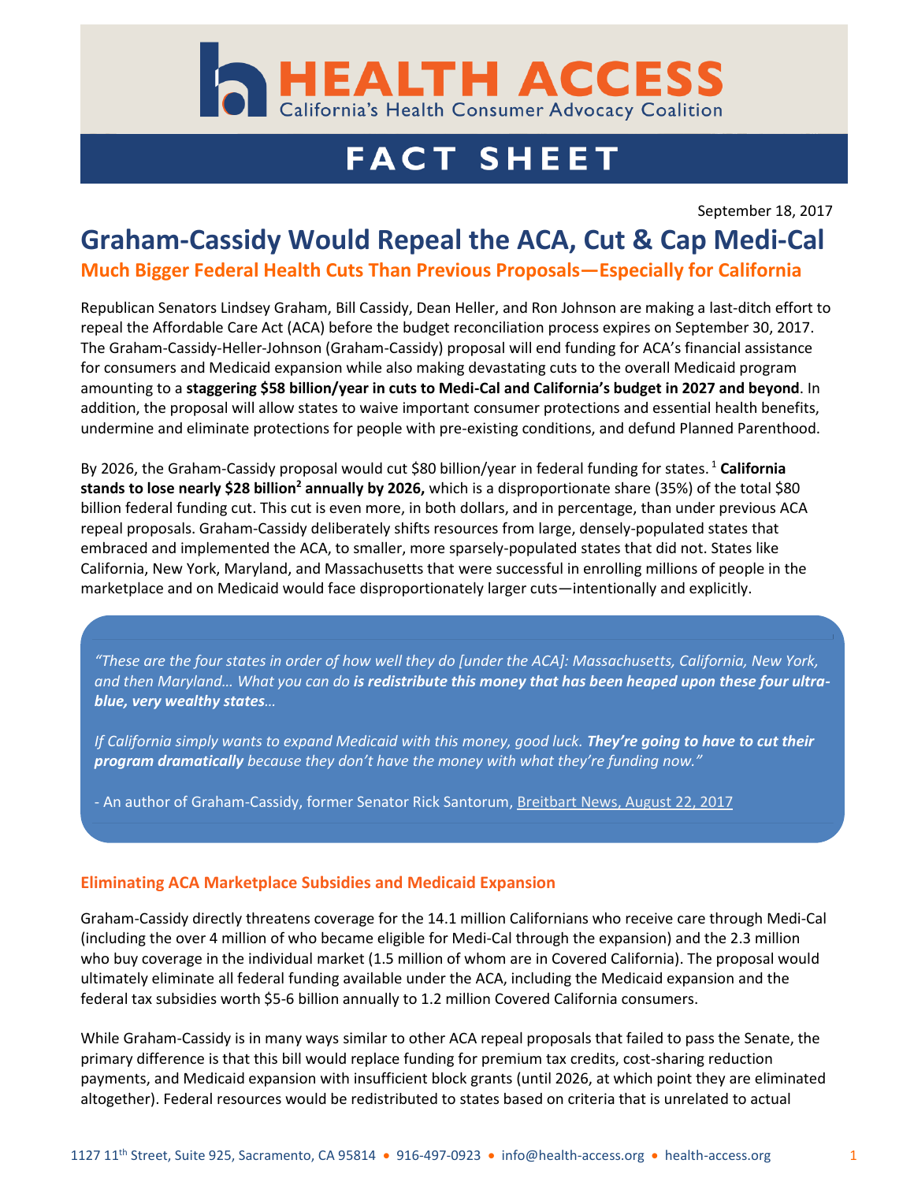# HEALTH ACCESS
California's Health Consumer Advocacy Coalition

# FACT SHEET

September 18, 2017

# Graham-Cassidy Would Repeal the ACA, Cut & Cap Medi-Cal

## Much Bigger Federal Health Cuts Than Previous Proposals—Especially for California

Republican Senators Lindsey Graham, Bill Cassidy, Dean Heller, and Ron Johnson are making a last-ditch effort to repeal the Affordable Care Act (ACA) before the budget reconciliation process expires on September 30, 2017. The Graham-Cassidy-Heller-Johnson (Graham-Cassidy) proposal will end funding for ACA's financial assistance for consumers and Medicaid expansion while also making devastating cuts to the overall Medicaid program amounting to a **staggering $58 billion/year in cuts to Medi-Cal and California's budget in 2027 and beyond**. In addition, the proposal will allow states to waive important consumer protections and essential health benefits, undermine and eliminate protections for people with pre-existing conditions, and defund Planned Parenthood.

By 2026, the Graham-Cassidy proposal would cut $80 billion/year in federal funding for states. [1] **California stands to lose nearly $28 billion[2] annually by 2026,** which is a disproportionate share (35%) of the total $80 billion federal funding cut. This cut is even more, in both dollars, and in percentage, than under previous ACA repeal proposals. Graham-Cassidy deliberately shifts resources from large, densely-populated states that embraced and implemented the ACA, to smaller, more sparsely-populated states that did not. States like California, New York, Maryland, and Massachusetts that were successful in enrolling millions of people in the marketplace and on Medicaid would face disproportionately larger cuts—intentionally and explicitly.

> *"These are the four states in order of how well they do [under the ACA]: Massachusetts, California, New York, and then Maryland… What you can do **is redistribute this money that has been heaped upon these four ultra-blue, very wealthy states**…*
>
> *If California simply wants to expand Medicaid with this money, good luck. **They're going to have to cut their program dramatically** because they don't have the money with what they're funding now."*
>
> - An author of Graham-Cassidy, former Senator Rick Santorum, Breitbart News, August 22, 2017

### Eliminating ACA Marketplace Subsidies and Medicaid Expansion

Graham-Cassidy directly threatens coverage for the 14.1 million Californians who receive care through Medi-Cal (including the over 4 million of who became eligible for Medi-Cal through the expansion) and the 2.3 million who buy coverage in the individual market (1.5 million of whom are in Covered California). The proposal would ultimately eliminate all federal funding available under the ACA, including the Medicaid expansion and the federal tax subsidies worth $5-6 billion annually to 1.2 million Covered California consumers.

While Graham-Cassidy is in many ways similar to other ACA repeal proposals that failed to pass the Senate, the primary difference is that this bill would replace funding for premium tax credits, cost-sharing reduction payments, and Medicaid expansion with insufficient block grants (until 2026, at which point they are eliminated altogether). Federal resources would be redistributed to states based on criteria that is unrelated to actual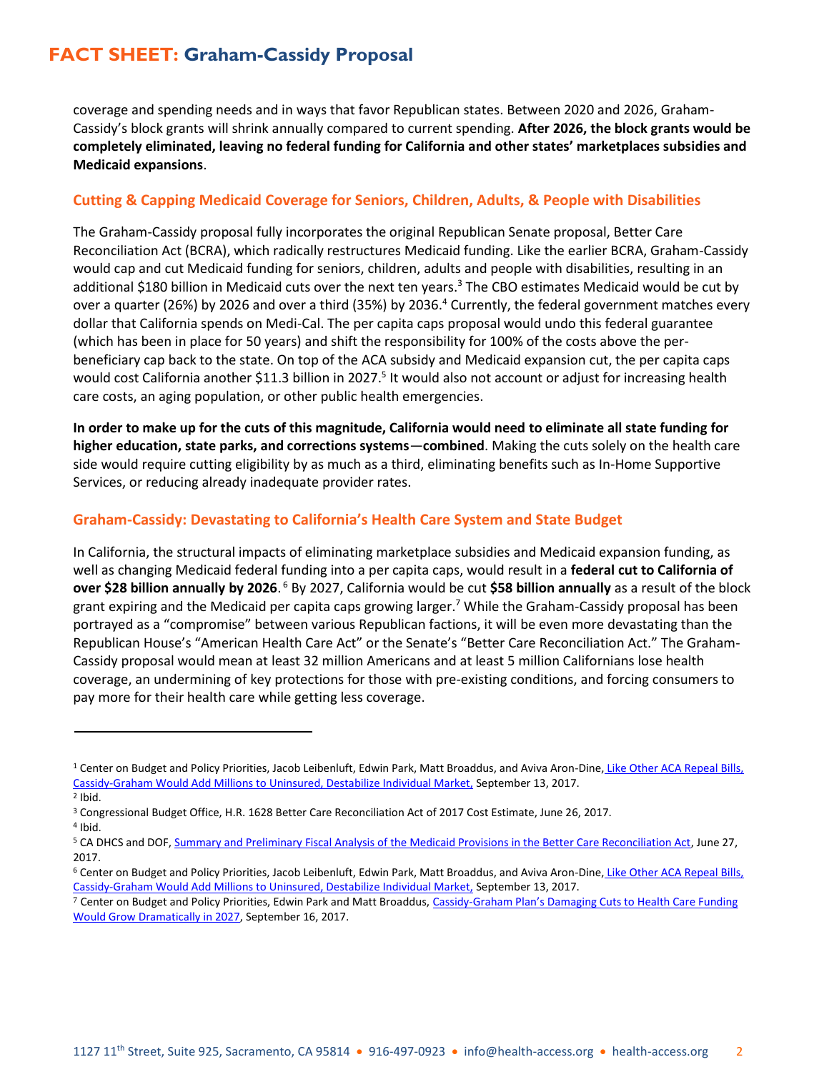coverage and spending needs and in ways that favor Republican states. Between 2020 and 2026, Graham-Cassidy's block grants will shrink annually compared to current spending. **After 2026, the block grants would be completely eliminated, leaving no federal funding for California and other states' marketplaces subsidies and Medicaid expansions**.

## Cutting & Capping Medicaid Coverage for Seniors, Children, Adults, & People with Disabilities

The Graham-Cassidy proposal fully incorporates the original Republican Senate proposal, Better Care Reconciliation Act (BCRA), which radically restructures Medicaid funding. Like the earlier BCRA, Graham-Cassidy would cap and cut Medicaid funding for seniors, children, adults and people with disabilities, resulting in an additional $180 billion in Medicaid cuts over the next ten years.[3] The CBO estimates Medicaid would be cut by over a quarter (26%) by 2026 and over a third (35%) by 2036.[4] Currently, the federal government matches every dollar that California spends on Medi-Cal. The per capita caps proposal would undo this federal guarantee (which has been in place for 50 years) and shift the responsibility for 100% of the costs above the per-beneficiary cap back to the state. On top of the ACA subsidy and Medicaid expansion cut, the per capita caps would cost California another $11.3 billion in 2027.[5] It would also not account or adjust for increasing health care costs, an aging population, or other public health emergencies.

**In order to make up for the cuts of this magnitude, California would need to eliminate all state funding for higher education, state parks, and corrections systems—combined**. Making the cuts solely on the health care side would require cutting eligibility by as much as a third, eliminating benefits such as In-Home Supportive Services, or reducing already inadequate provider rates.

## Graham-Cassidy: Devastating to California's Health Care System and State Budget

In California, the structural impacts of eliminating marketplace subsidies and Medicaid expansion funding, as well as changing Medicaid federal funding into a per capita caps, would result in a **federal cut to California of over $28 billion annually by 2026**.[6] By 2027, California would be cut **$58 billion annually** as a result of the block grant expiring and the Medicaid per capita caps growing larger.[7] While the Graham-Cassidy proposal has been portrayed as a "compromise" between various Republican factions, it will be even more devastating than the Republican House's "American Health Care Act" or the Senate's "Better Care Reconciliation Act." The Graham-Cassidy proposal would mean at least 32 million Americans and at least 5 million Californians lose health coverage, an undermining of key protections for those with pre-existing conditions, and forcing consumers to pay more for their health care while getting less coverage.

---

[1] Center on Budget and Policy Priorities, Jacob Leibenluft, Edwin Park, Matt Broaddus, and Aviva Aron-Dine, Like Other ACA Repeal Bills, Cassidy-Graham Would Add Millions to Uninsured, Destabilize Individual Market, September 13, 2017.
[2] Ibid.
[3] Congressional Budget Office, H.R. 1628 Better Care Reconciliation Act of 2017 Cost Estimate, June 26, 2017.
[4] Ibid.
[5] CA DHCS and DOF, Summary and Preliminary Fiscal Analysis of the Medicaid Provisions in the Better Care Reconciliation Act, June 27, 2017.
[6] Center on Budget and Policy Priorities, Jacob Leibenluft, Edwin Park, Matt Broaddus, and Aviva Aron-Dine, Like Other ACA Repeal Bills, Cassidy-Graham Would Add Millions to Uninsured, Destabilize Individual Market, September 13, 2017.
[7] Center on Budget and Policy Priorities, Edwin Park and Matt Broaddus, Cassidy-Graham Plan's Damaging Cuts to Health Care Funding Would Grow Dramatically in 2027, September 16, 2017.